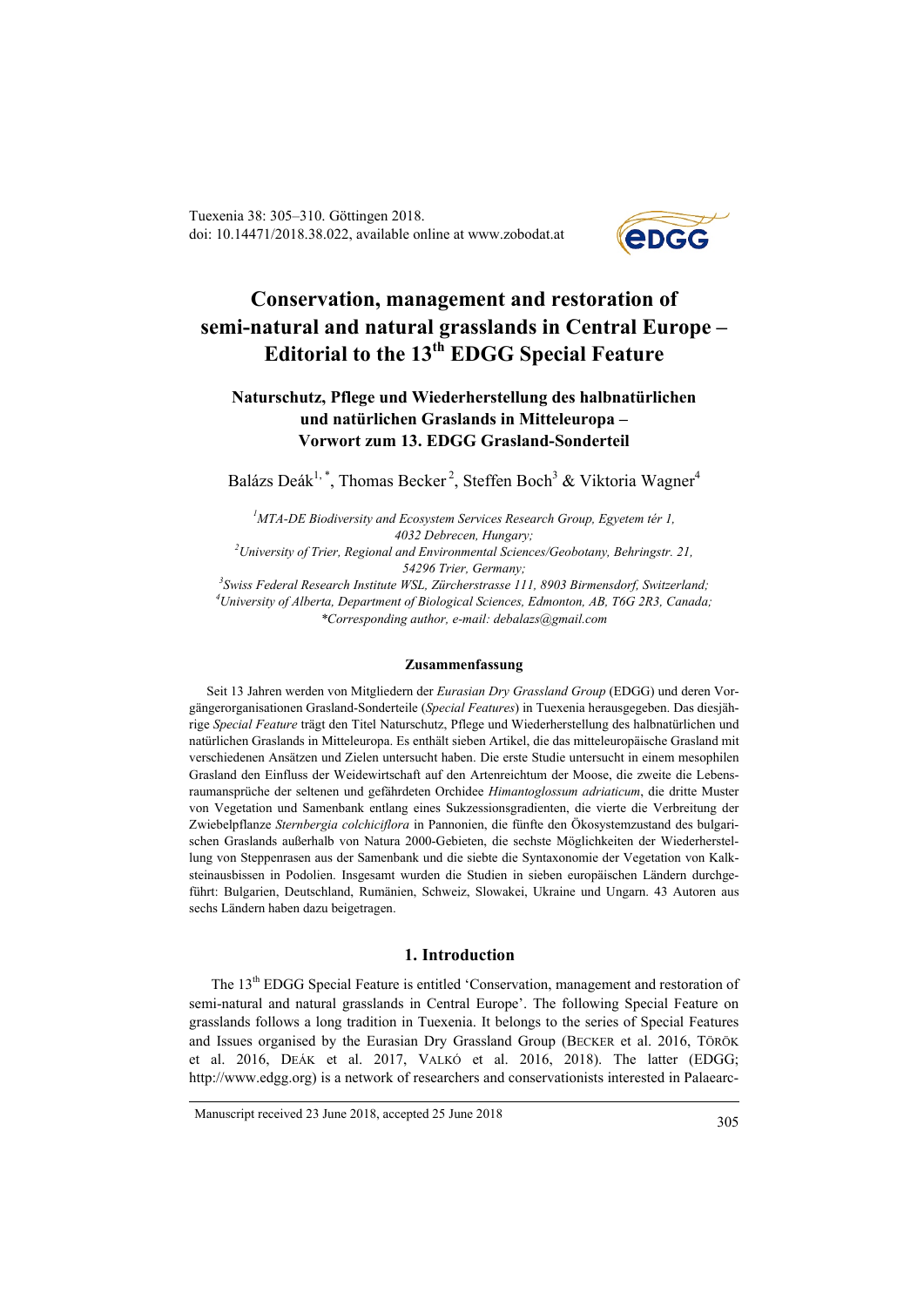Tuexenia 38: 305–310. Göttingen 2018.
doi: 10.14471/2018.38.022, available online at www.zobodat.at

# Conservation, management and restoration of semi-natural and natural grasslands in Central Europe – Editorial to the 13th EDGG Special Feature

## Naturschutz, Pflege und Wiederherstellung des halbnatürlichen und natürlichen Graslands in Mitteleuropa – Vorwort zum 13. EDGG Grasland-Sonderteil

Balázs Deák[1,*], Thomas Becker[2], Steffen Boch[3] & Viktoria Wagner[4]

*[1]MTA-DE Biodiversity and Ecosystem Services Research Group, Egyetem tér 1, 4032 Debrecen, Hungary;*
*[2]University of Trier, Regional and Environmental Sciences/Geobotany, Behringstr. 21, 54296 Trier, Germany;*
*[3]Swiss Federal Research Institute WSL, Zürcherstrasse 111, 8903 Birmensdorf, Switzerland;*
*[4]University of Alberta, Department of Biological Sciences, Edmonton, AB, T6G 2R3, Canada;*
*\*Corresponding author, e-mail: debalazs@gmail.com*

### Zusammenfassung

Seit 13 Jahren werden von Mitgliedern der *Eurasian Dry Grassland Group* (EDGG) und deren Vorgängerorganisationen Grasland-Sonderteile (*Special Features*) in Tuexenia herausgegeben. Das diesjährige *Special Feature* trägt den Titel Naturschutz, Pflege und Wiederherstellung des halbnatürlichen und natürlichen Graslands in Mitteleuropa. Es enthält sieben Artikel, die das mitteleuropäische Grasland mit verschiedenen Ansätzen und Zielen untersucht haben. Die erste Studie untersucht in einem mesophilen Grasland den Einfluss der Weidewirtschaft auf den Artenreichtum der Moose, die zweite die Lebensraumansprüche der seltenen und gefährdeten Orchidee *Himantoglossum adriaticum*, die dritte Muster von Vegetation und Samenbank entlang eines Sukzessionsgradienten, die vierte die Verbreitung der Zwiebelpflanze *Sternbergia colchiciflora* in Pannonien, die fünfte den Ökosystemzustand des bulgarischen Graslands außerhalb von Natura 2000-Gebieten, die sechste Möglichkeiten der Wiederherstellung von Steppenrasen aus der Samenbank und die siebte die Syntaxonomie der Vegetation von Kalksteinausbissen in Podolien. Insgesamt wurden die Studien in sieben europäischen Ländern durchgeführt: Bulgarien, Deutschland, Rumänien, Schweiz, Slowakei, Ukraine und Ungarn. 43 Autoren aus sechs Ländern haben dazu beigetragen.

### 1. Introduction

The 13th EDGG Special Feature is entitled 'Conservation, management and restoration of semi-natural and natural grasslands in Central Europe'. The following Special Feature on grasslands follows a long tradition in Tuexenia. It belongs to the series of Special Features and Issues organised by the Eurasian Dry Grassland Group (Becker et al. 2016, Török et al. 2016, Deák et al. 2017, Valkó et al. 2016, 2018). The latter (EDGG; http://www.edgg.org) is a network of researchers and conservationists interested in Palaearc-

Manuscript received 23 June 2018, accepted 25 June 2018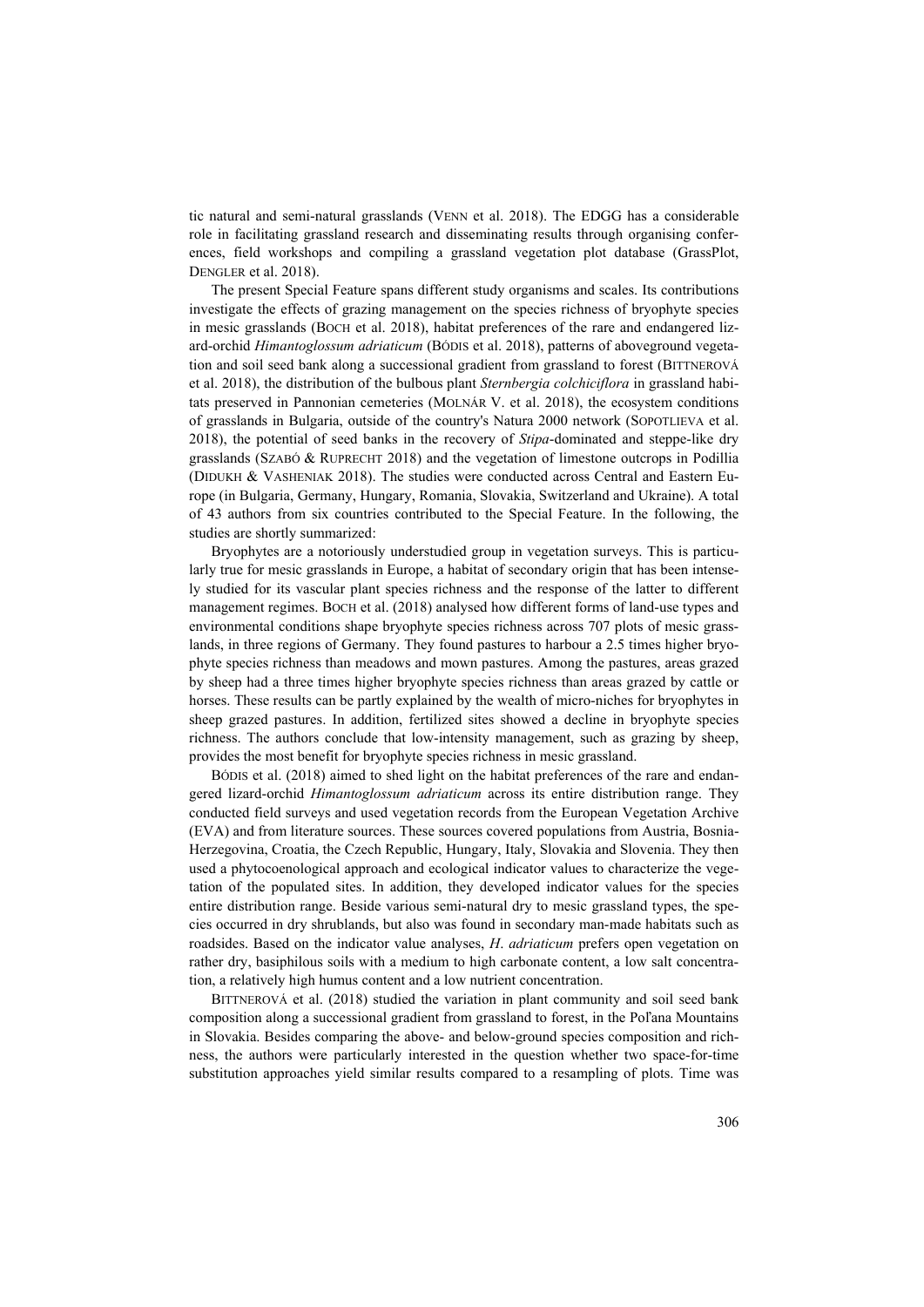tic natural and semi-natural grasslands (VENN et al. 2018). The EDGG has a considerable role in facilitating grassland research and disseminating results through organising conferences, field workshops and compiling a grassland vegetation plot database (GrassPlot, DENGLER et al. 2018).

The present Special Feature spans different study organisms and scales. Its contributions investigate the effects of grazing management on the species richness of bryophyte species in mesic grasslands (BOCH et al. 2018), habitat preferences of the rare and endangered lizard-orchid *Himantoglossum adriaticum* (BÓDIS et al. 2018), patterns of aboveground vegetation and soil seed bank along a successional gradient from grassland to forest (BITTNEROVÁ et al. 2018), the distribution of the bulbous plant *Sternbergia colchiciflora* in grassland habitats preserved in Pannonian cemeteries (MOLNÁR V. et al. 2018), the ecosystem conditions of grasslands in Bulgaria, outside of the country's Natura 2000 network (SOPOTLIEVA et al. 2018), the potential of seed banks in the recovery of *Stipa*-dominated and steppe-like dry grasslands (SZABÓ & RUPRECHT 2018) and the vegetation of limestone outcrops in Podillia (DIDUKH & VASHENIAK 2018). The studies were conducted across Central and Eastern Europe (in Bulgaria, Germany, Hungary, Romania, Slovakia, Switzerland and Ukraine). A total of 43 authors from six countries contributed to the Special Feature. In the following, the studies are shortly summarized:

Bryophytes are a notoriously understudied group in vegetation surveys. This is particularly true for mesic grasslands in Europe, a habitat of secondary origin that has been intensely studied for its vascular plant species richness and the response of the latter to different management regimes. BOCH et al. (2018) analysed how different forms of land-use types and environmental conditions shape bryophyte species richness across 707 plots of mesic grasslands, in three regions of Germany. They found pastures to harbour a 2.5 times higher bryophyte species richness than meadows and mown pastures. Among the pastures, areas grazed by sheep had a three times higher bryophyte species richness than areas grazed by cattle or horses. These results can be partly explained by the wealth of micro-niches for bryophytes in sheep grazed pastures. In addition, fertilized sites showed a decline in bryophyte species richness. The authors conclude that low-intensity management, such as grazing by sheep, provides the most benefit for bryophyte species richness in mesic grassland.

BÓDIS et al. (2018) aimed to shed light on the habitat preferences of the rare and endangered lizard-orchid *Himantoglossum adriaticum* across its entire distribution range. They conducted field surveys and used vegetation records from the European Vegetation Archive (EVA) and from literature sources. These sources covered populations from Austria, Bosnia-Herzegovina, Croatia, the Czech Republic, Hungary, Italy, Slovakia and Slovenia. They then used a phytocoenological approach and ecological indicator values to characterize the vegetation of the populated sites. In addition, they developed indicator values for the species entire distribution range. Beside various semi-natural dry to mesic grassland types, the species occurred in dry shrublands, but also was found in secondary man-made habitats such as roadsides. Based on the indicator value analyses, *H. adriaticum* prefers open vegetation on rather dry, basiphilous soils with a medium to high carbonate content, a low salt concentration, a relatively high humus content and a low nutrient concentration.

BITTNEROVÁ et al. (2018) studied the variation in plant community and soil seed bank composition along a successional gradient from grassland to forest, in the Poľana Mountains in Slovakia. Besides comparing the above- and below-ground species composition and richness, the authors were particularly interested in the question whether two space-for-time substitution approaches yield similar results compared to a resampling of plots. Time was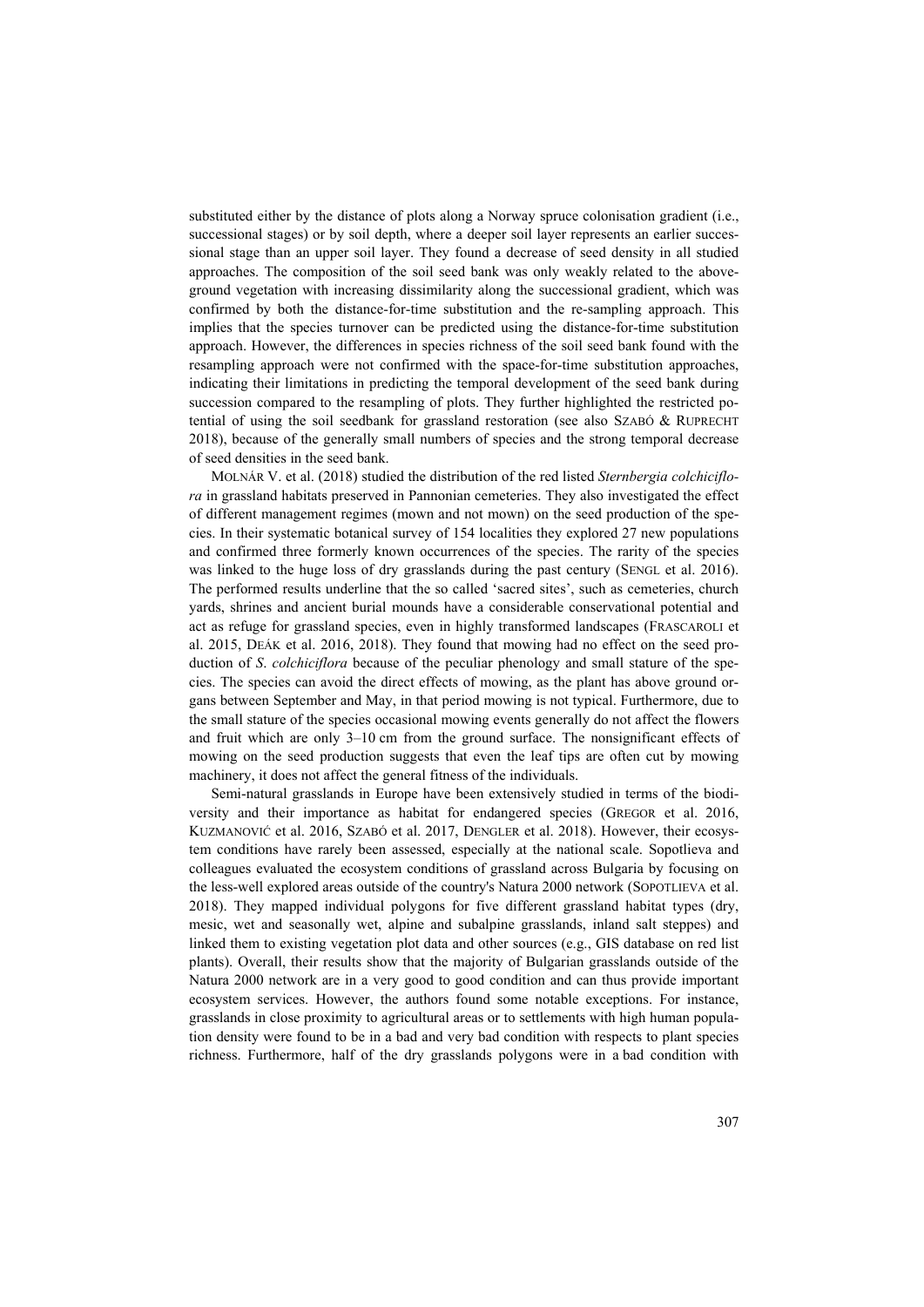substituted either by the distance of plots along a Norway spruce colonisation gradient (i.e., successional stages) or by soil depth, where a deeper soil layer represents an earlier successional stage than an upper soil layer. They found a decrease of seed density in all studied approaches. The composition of the soil seed bank was only weakly related to the aboveground vegetation with increasing dissimilarity along the successional gradient, which was confirmed by both the distance-for-time substitution and the re-sampling approach. This implies that the species turnover can be predicted using the distance-for-time substitution approach. However, the differences in species richness of the soil seed bank found with the resampling approach were not confirmed with the space-for-time substitution approaches, indicating their limitations in predicting the temporal development of the seed bank during succession compared to the resampling of plots. They further highlighted the restricted potential of using the soil seedbank for grassland restoration (see also SZABÓ & RUPRECHT 2018), because of the generally small numbers of species and the strong temporal decrease of seed densities in the seed bank.

MOLNÁR V. et al. (2018) studied the distribution of the red listed *Sternbergia colchiciflora* in grassland habitats preserved in Pannonian cemeteries. They also investigated the effect of different management regimes (mown and not mown) on the seed production of the species. In their systematic botanical survey of 154 localities they explored 27 new populations and confirmed three formerly known occurrences of the species. The rarity of the species was linked to the huge loss of dry grasslands during the past century (SENGL et al. 2016). The performed results underline that the so called 'sacred sites', such as cemeteries, church yards, shrines and ancient burial mounds have a considerable conservational potential and act as refuge for grassland species, even in highly transformed landscapes (FRASCAROLI et al. 2015, DEÁK et al. 2016, 2018). They found that mowing had no effect on the seed production of *S. colchiciflora* because of the peculiar phenology and small stature of the species. The species can avoid the direct effects of mowing, as the plant has above ground organs between September and May, in that period mowing is not typical. Furthermore, due to the small stature of the species occasional mowing events generally do not affect the flowers and fruit which are only 3–10 cm from the ground surface. The nonsignificant effects of mowing on the seed production suggests that even the leaf tips are often cut by mowing machinery, it does not affect the general fitness of the individuals.

Semi-natural grasslands in Europe have been extensively studied in terms of the biodiversity and their importance as habitat for endangered species (GREGOR et al. 2016, KUZMANOVIĆ et al. 2016, SZABÓ et al. 2017, DENGLER et al. 2018). However, their ecosystem conditions have rarely been assessed, especially at the national scale. Sopotlieva and colleagues evaluated the ecosystem conditions of grassland across Bulgaria by focusing on the less-well explored areas outside of the country's Natura 2000 network (SOPOTLIEVA et al. 2018). They mapped individual polygons for five different grassland habitat types (dry, mesic, wet and seasonally wet, alpine and subalpine grasslands, inland salt steppes) and linked them to existing vegetation plot data and other sources (e.g., GIS database on red list plants). Overall, their results show that the majority of Bulgarian grasslands outside of the Natura 2000 network are in a very good to good condition and can thus provide important ecosystem services. However, the authors found some notable exceptions. For instance, grasslands in close proximity to agricultural areas or to settlements with high human population density were found to be in a bad and very bad condition with respects to plant species richness. Furthermore, half of the dry grasslands polygons were in a bad condition with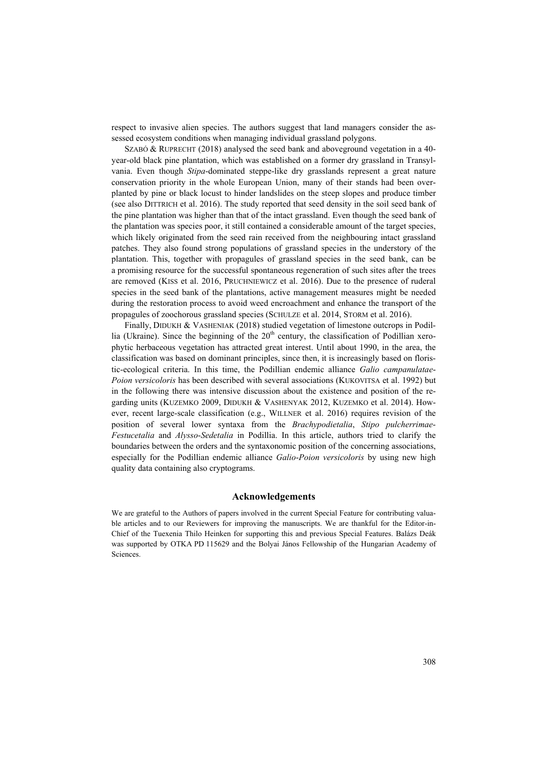respect to invasive alien species. The authors suggest that land managers consider the assessed ecosystem conditions when managing individual grassland polygons.

SZABÓ & RUPRECHT (2018) analysed the seed bank and aboveground vegetation in a 40-year-old black pine plantation, which was established on a former dry grassland in Transylvania. Even though *Stipa*-dominated steppe-like dry grasslands represent a great nature conservation priority in the whole European Union, many of their stands had been overplanted by pine or black locust to hinder landslides on the steep slopes and produce timber (see also DITTRICH et al. 2016). The study reported that seed density in the soil seed bank of the pine plantation was higher than that of the intact grassland. Even though the seed bank of the plantation was species poor, it still contained a considerable amount of the target species, which likely originated from the seed rain received from the neighbouring intact grassland patches. They also found strong populations of grassland species in the understory of the plantation. This, together with propagules of grassland species in the seed bank, can be a promising resource for the successful spontaneous regeneration of such sites after the trees are removed (KISS et al. 2016, PRUCHNIEWICZ et al. 2016). Due to the presence of ruderal species in the seed bank of the plantations, active management measures might be needed during the restoration process to avoid weed encroachment and enhance the transport of the propagules of zoochorous grassland species (SCHULZE et al. 2014, STORM et al. 2016).

Finally, DIDUKH & VASHENIAK (2018) studied vegetation of limestone outcrops in Podillia (Ukraine). Since the beginning of the 20th century, the classification of Podillian xerophytic herbaceous vegetation has attracted great interest. Until about 1990, in the area, the classification was based on dominant principles, since then, it is increasingly based on floristic-ecological criteria. In this time, the Podillian endemic alliance *Galio campanulatae-Poion versicoloris* has been described with several associations (KUKOVITSA et al. 1992) but in the following there was intensive discussion about the existence and position of the regarding units (KUZEMKO 2009, DIDUKH & VASHENYAK 2012, KUZEMKO et al. 2014). However, recent large-scale classification (e.g., WILLNER et al. 2016) requires revision of the position of several lower syntaxa from the *Brachypodietalia*, *Stipo pulcherrimae-Festucetalia* and *Alysso-Sedetalia* in Podillia. In this article, authors tried to clarify the boundaries between the orders and the syntaxonomic position of the concerning associations, especially for the Podillian endemic alliance *Galio-Poion versicoloris* by using new high quality data containing also cryptograms.

## Acknowledgements

We are grateful to the Authors of papers involved in the current Special Feature for contributing valuable articles and to our Reviewers for improving the manuscripts. We are thankful for the Editor-in-Chief of the Tuexenia Thilo Heinken for supporting this and previous Special Features. Balázs Deák was supported by OTKA PD 115629 and the Bolyai János Fellowship of the Hungarian Academy of Sciences.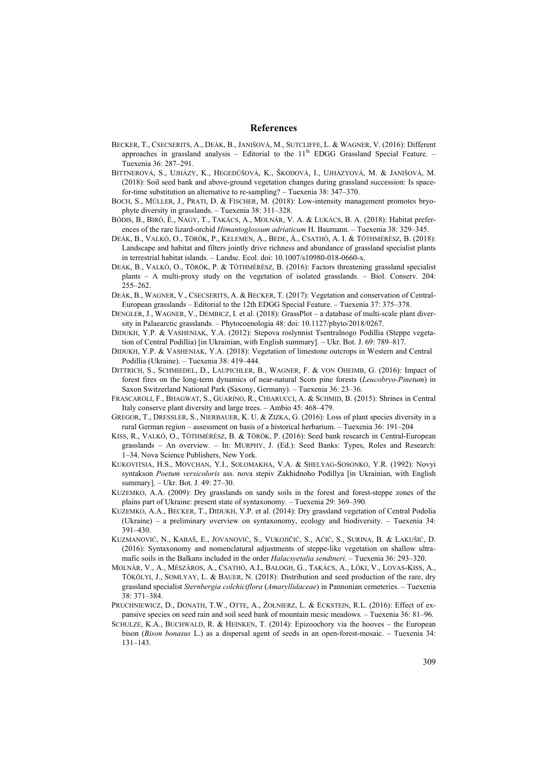## References

BECKER, T., CSECSERITS, A., DEÁK, B., JANIŠOVÁ, M., SUTCLIFFE, L. & WAGNER, V. (2016): Different approaches in grassland analysis – Editorial to the 11th EDGG Grassland Special Feature. – Tuexenia 36: 287–291.

BITTNEROVÁ, S., UJHÁZY, K., HEGEDÜŠOVÁ, K., ŠKODOVÁ, I., UJHÁZYOVÁ, M. & JANIŠOVÁ, M. (2018): Soil seed bank and above-ground vegetation changes during grassland succession: Is space-for-time substitution an alternative to re-sampling? – Tuexenia 38: 347–370.

BOCH, S., MÜLLER, J., PRATI, D. & FISCHER, M. (2018): Low-intensity management promotes bryophyte diversity in grasslands. – Tuexenia 38: 311–328.

BÓDIS, B., BIRÓ, É., NAGY, T., TAKÁCS, A., MOLNÁR, V. A. & LUKÁCS, B. A. (2018): Habitat preferences of the rare lizard-orchid *Himantoglossum adriaticum* H. Baumann. – Tuexenia 38: 329–345.

DEÁK, B., VALKÓ, O., TÖRÖK, P., KELEMEN, A., BEDE, Á., CSATHÓ, A. I. & TÓTHMÉRÉSZ, B. (2018): Landscape and habitat and filters jointly drive richness and abundance of grassland specialist plants in terrestrial habitat islands. – Landsc. Ecol. doi: 10.1007/s10980-018-0660-x.

DEÁK, B., VALKÓ, O., TÖRÖK, P. & TÓTHMÉRÉSZ, B. (2016): Factors threatening grassland specialist plants – A multi-proxy study on the vegetation of isolated grasslands. – Biol. Conserv. 204: 255–262.

DEÁK, B., WAGNER, V., CSECSERITS, A. & BECKER, T. (2017): Vegetation and conservation of Central-European grasslands – Editorial to the 12th EDGG Special Feature. – Tuexenia 37: 375–378.

DENGLER, J., WAGNER, V., DEMBICZ, I. et al. (2018): GrassPlot – a database of multi-scale plant diversity in Palaearctic grasslands. – Phytocoenologia 48: doi: 10.1127/phyto/2018/0267.

DIDUKH, Y.P. & VASHENIAK, Y.A. (2012): Stepova roslynnist Tsentralnogo Podillia (Steppe vegetation of Central Podillia) [in Ukrainian, with English summary]. – Ukr. Bot. J. 69: 789–817.

DIDUKH, Y.P. & VASHENIAK, Y.A. (2018): Vegetation of limestone outcrops in Western and Central Podillia (Ukraine). – Tuexenia 38: 419–444.

DITTRICH, S., SCHMIEDEL, D., LAUPICHLER, B., WAGNER, F. & VON OHEIMB, G. (2016): Impact of forest fires on the long-term dynamics of near-natural Scots pine forests (*Leucobryo-Pinetum*) in Saxon Switzerland National Park (Saxony, Germany). – Tuexenia 36: 23–36.

FRASCAROLI, F., BHAGWAT, S., GUARINO, R., CHIARUCCI, A. & SCHMID, B. (2015): Shrines in Central Italy conserve plant diversity and large trees. – Ambio 45: 468–479.

GREGOR, T., DRESSLER, S., NIERBAUER, K. U. & ZIZKA, G. (2016): Loss of plant species diversity in a rural German region – assessment on basis of a historical herbarium. – Tuexenia 36: 191–204

KISS, R., VALKÓ, O., TÓTHMÉRÉSZ, B. & TÖRÖK, P. (2016): Seed bank research in Central-European grasslands – An overview. – In: MURPHY, J. (Ed.): Seed Banks: Types, Roles and Research: 1–34. Nova Science Publishers, New York.

KUKOVITSIA, H.S., MOVCHAN, Y.I., SOLOMAKHA, V.A. & SHELYAG-SOSONKO, Y.R. (1992): Novyi syntakson *Poetum versicoloris* ass. nova stepiv Zakhidnoho Podillya [in Ukrainian, with English summary]. – Ukr. Bot. J. 49: 27–30.

KUZEMKO, A.A. (2009): Dry grasslands on sandy soils in the forest and forest-steppe zones of the plains part of Ukraine: present state of syntaxonomy. – Tuexenia 29: 369–390.

KUZEMKO, A.A., BECKER, T., DIDUKH, Y.P. et al. (2014): Dry grassland vegetation of Central Podolia (Ukraine) – a preliminary overview on syntaxonomy, ecology and biodiversity. – Tuexenia 34: 391–430.

KUZMANOVIĆ, N., KABAŠ, E., JOVANOVIĆ, S., VUKOJIČIĆ, S., AĆIĆ, S., SURINA, B. & LAKUŠIĆ, D. (2016): Syntaxonomy and nomenclatural adjustments of steppe-like vegetation on shallow ultramafic soils in the Balkans included in the order *Halacsyetalia sendtneri*. – Tuexenia 36: 293–320.

MOLNÁR, V., A., MÉSZÁROS, A., CSATHÓ, A.I., BALOGH, G., TAKÁCS, A., LÖKI, V., LOVAS-KISS, A., TÖKÖLYI, J., SOMLYAY, L. & BAUER, N. (2018): Distribution and seed production of the rare, dry grassland specialist *Sternbergia colchiciflora* (*Amaryllidaceae*) in Pannonian cemeteries. – Tuexenia 38: 371–384.

PRUCHNIEWICZ, D., DONATH, T.W., OTTE, A., ŻOŁNIERZ, L. & ECKSTEIN, R.L. (2016): Effect of expansive species on seed rain and soil seed bank of mountain mesic meadows. – Tuexenia 36: 81–96.

SCHULZE, K.A., BUCHWALD, R. & HEINKEN, T. (2014): Epizoochory via the hooves – the European bison (*Bison bonasus* L.) as a dispersal agent of seeds in an open-forest-mosaic. – Tuexenia 34: 131–143.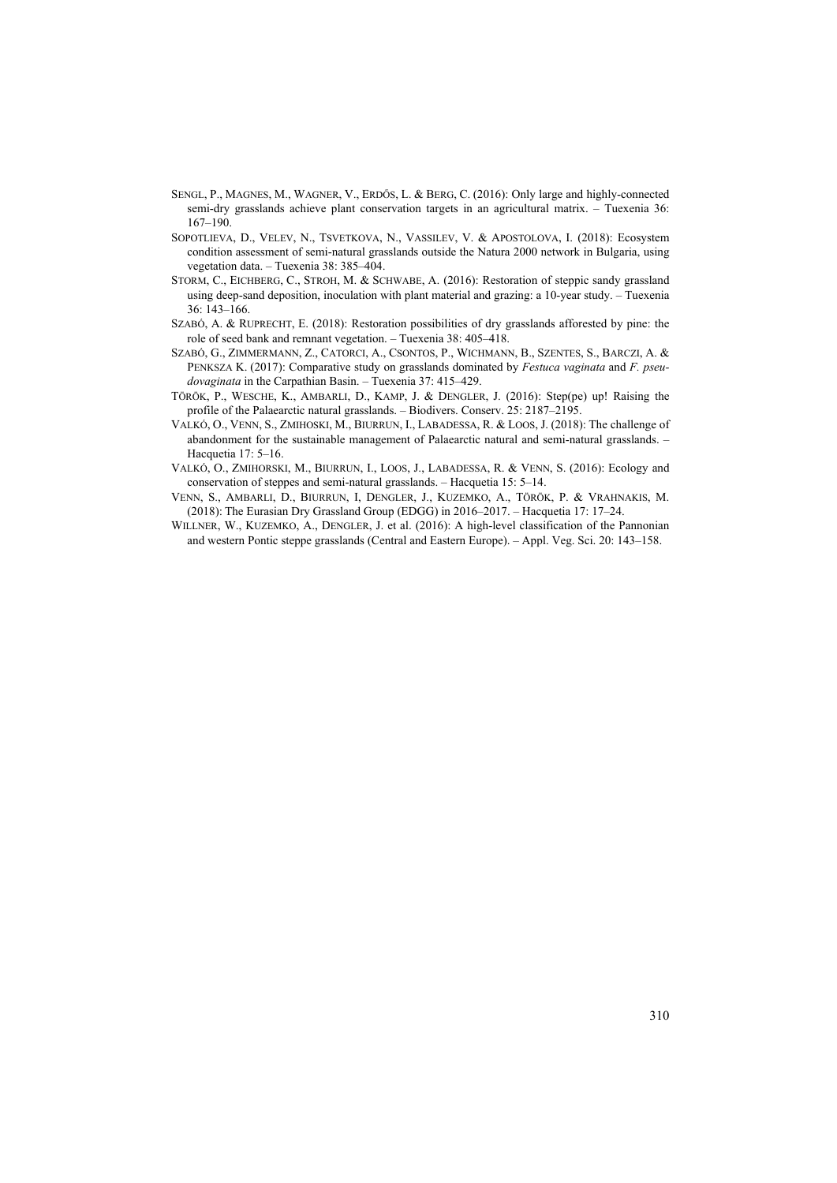SENGL, P., MAGNES, M., WAGNER, V., ERDŐS, L. & BERG, C. (2016): Only large and highly-connected semi-dry grasslands achieve plant conservation targets in an agricultural matrix. – Tuexenia 36: 167–190.

SOPOTLIEVA, D., VELEV, N., TSVETKOVA, N., VASSILEV, V. & APOSTOLOVA, I. (2018): Ecosystem condition assessment of semi-natural grasslands outside the Natura 2000 network in Bulgaria, using vegetation data. – Tuexenia 38: 385–404.

STORM, C., EICHBERG, C., STROH, M. & SCHWABE, A. (2016): Restoration of steppic sandy grassland using deep-sand deposition, inoculation with plant material and grazing: a 10-year study. – Tuexenia 36: 143–166.

SZABÓ, A. & RUPRECHT, E. (2018): Restoration possibilities of dry grasslands afforested by pine: the role of seed bank and remnant vegetation. – Tuexenia 38: 405–418.

SZABÓ, G., ZIMMERMANN, Z., CATORCI, A., CSONTOS, P., WICHMANN, B., SZENTES, S., BARCZI, A. & PENKSZA K. (2017): Comparative study on grasslands dominated by *Festuca vaginata* and *F. pseudovaginata* in the Carpathian Basin. – Tuexenia 37: 415–429.

TÖRÖK, P., WESCHE, K., AMBARLI, D., KAMP, J. & DENGLER, J. (2016): Step(pe) up! Raising the profile of the Palaearctic natural grasslands. – Biodivers. Conserv. 25: 2187–2195.

VALKÓ, O., VENN, S., ZMIHOSKI, M., BIURRUN, I., LABADESSA, R. & LOOS, J. (2018): The challenge of abandonment for the sustainable management of Palaearctic natural and semi-natural grasslands. – Hacquetia 17: 5–16.

VALKÓ, O., ZMIHORSKI, M., BIURRUN, I., LOOS, J., LABADESSA, R. & VENN, S. (2016): Ecology and conservation of steppes and semi-natural grasslands. – Hacquetia 15: 5–14.

VENN, S., AMBARLI, D., BIURRUN, I, DENGLER, J., KUZEMKO, A., TÖRÖK, P. & VRAHNAKIS, M. (2018): The Eurasian Dry Grassland Group (EDGG) in 2016–2017. – Hacquetia 17: 17–24.

WILLNER, W., KUZEMKO, A., DENGLER, J. et al. (2016): A high-level classification of the Pannonian and western Pontic steppe grasslands (Central and Eastern Europe). – Appl. Veg. Sci. 20: 143–158.